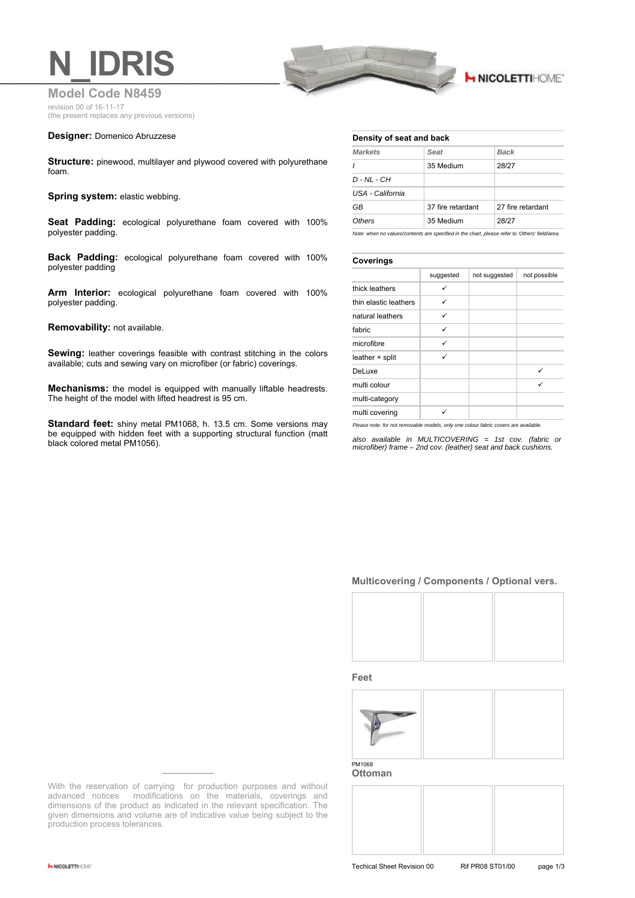# N_IDRIS

**Model Code N8459**

revision 00 of 16-11-17
(the present replaces any previous versions)

**Designer:** Domenico Abruzzese

**Structure:** pinewood, multilayer and plywood covered with polyurethane foam.

**Spring system:** elastic webbing.

**Seat Padding:** ecological polyurethane foam covered with 100% polyester padding.

**Back Padding:** ecological polyurethane foam covered with 100% polyester padding

**Arm Interior:** ecological polyurethane foam covered with 100% polyester padding.

**Removability:** not available.

**Sewing:** leather coverings feasible with contrast stitching in the colors available; cuts and sewing vary on microfiber (or fabric) coverings.

**Mechanisms:** the model is equipped with manually liftable headrests. The height of the model with lifted headrest is 95 cm.

**Standard feet:** shiny metal PM1068, h. 13.5 cm. Some versions may be equipped with hidden feet with a supporting structural function (matt black colored metal PM1056).

With the reservation of carrying for production purposes and without advanced notices modifications on the materials, coverings and dimensions of the product as indicated in the relevant specification. The given dimensions and volume are of indicative value being subject to the production process tolerances.

**Density of seat and back**

| *Markets* | *Seat* | *Back* |
|---|---|---|
| *I* | 35 Medium | 28/27 |
| *D - NL - CH* | | |
| *USA - California* | | |
| *GB* | 37 fire retardant | 27 fire retardant |
| *Others* | 35 Medium | 28/27 |

*Note: when no values/contents are specified in the chart, please refer to 'Others' field/area.*

**Coverings**

| | suggested | not suggested | not possible |
|---|---|---|---|
| thick leathers | ✓ | | |
| thin elastic leathers | ✓ | | |
| natural leathers | ✓ | | |
| fabric | ✓ | | |
| microfibre | ✓ | | |
| leather + split | ✓ | | |
| DeLuxe | | | ✓ |
| multi colour | | | ✓ |
| multi-category | | | |
| multi covering | ✓ | | |

*Please note: for not removable models, only one colour fabric covers are available.*

*also available in MULTICOVERING = 1st cov. (fabric or microfiber) frame – 2nd cov. (leather) seat and back cushions.*

**Multicovering / Components / Optional vers.**

**Feet**

PM1068

**Ottoman**

Techical Sheet Revision 00 Rif PR08 ST01/00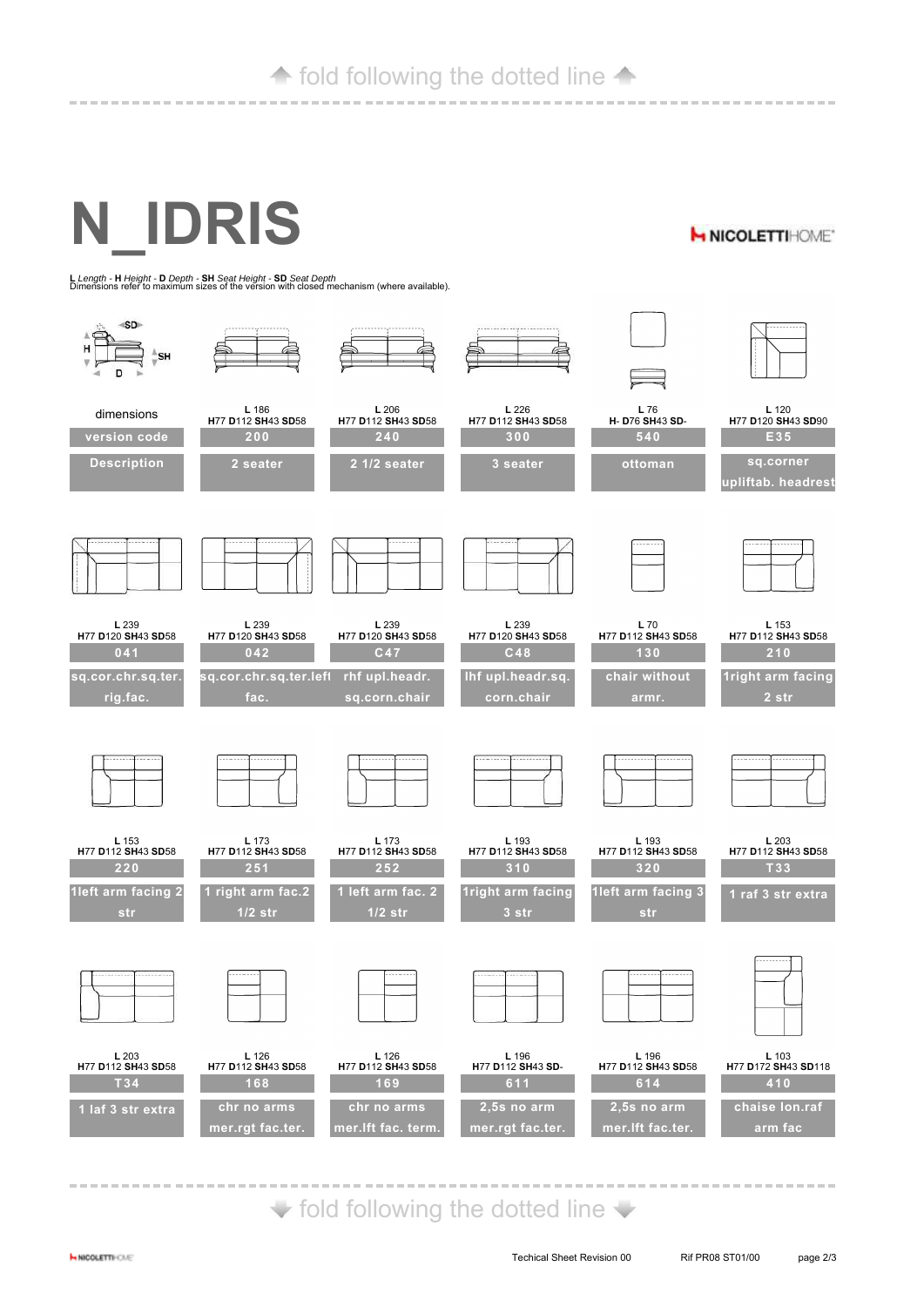fold following the dotted line

# N_IDRIS

NICOLETTIHOME

**L** *Length* - **H** *Height* - **D** *Depth* - **SH** *Seat Height* - **SD** *Seat Depth*
Dimensions refer to maximum sizes of the version with closed mechanism (where available).

| dimensions | version code | Description |
|---|---|---|
| **L** 186 **H**77 **D**112 **SH**43 **SD**58 | 200 | 2 seater |
| **L** 206 **H**77 **D**112 **SH**43 **SD**58 | 240 | 2 1/2 seater |
| **L** 226 **H**77 **D**112 **SH**43 **SD**58 | 300 | 3 seater |
| **L** 76 **H**- **D**76 **SH**43 **SD**- | 540 | ottoman |
| **L** 120 **H**77 **D**120 **SH**43 **SD**90 | E35 | sq.corner upliftab. headrest |
| **L** 239 **H**77 **D**120 **SH**43 **SD**58 | 041 | sq.cor.chr.sq.ter. rig.fac. |
| **L** 239 **H**77 **D**120 **SH**43 **SD**58 | 042 | sq.cor.chr.sq.ter.left fac. |
| **L** 239 **H**77 **D**120 **SH**43 **SD**58 | C47 | rhf upl.headr. sq.corn.chair |
| **L** 239 **H**77 **D**120 **SH**43 **SD**58 | C48 | lhf upl.headr.sq. corn.chair |
| **L** 70 **H**77 **D**112 **SH**43 **SD**58 | 130 | chair without armr. |
| **L** 153 **H**77 **D**112 **SH**43 **SD**58 | 210 | 1right arm facing 2 str |
| **L** 153 **H**77 **D**112 **SH**43 **SD**58 | 220 | 1left arm facing 2 str |
| **L** 173 **H**77 **D**112 **SH**43 **SD**58 | 251 | 1 right arm fac.2 1/2 str |
| **L** 173 **H**77 **D**112 **SH**43 **SD**58 | 252 | 1 left arm fac. 2 1/2 str |
| **L** 193 **H**77 **D**112 **SH**43 **SD**58 | 310 | 1right arm facing 3 str |
| **L** 193 **H**77 **D**112 **SH**43 **SD**58 | 320 | 1left arm facing 3 str |
| **L** 203 **H**77 **D**112 **SH**43 **SD**58 | T33 | 1 raf 3 str extra |
| **L** 203 **H**77 **D**112 **SH**43 **SD**58 | T34 | 1 laf 3 str extra |
| **L** 126 **H**77 **D**112 **SH**43 **SD**58 | 168 | chr no arms mer.rgt fac.ter. |
| **L** 126 **H**77 **D**112 **SH**43 **SD**58 | 169 | chr no arms mer.lft fac. term. |
| **L** 196 **H**77 **D**112 **SH**43 **SD**- | 611 | 2,5s no arm mer.rgt fac.ter. |
| **L** 196 **H**77 **D**112 **SH**43 **SD**58 | 614 | 2,5s no arm mer.lft fac.ter. |
| **L** 103 **H**77 **D**172 **SH**43 **SD**118 | 410 | chaise lon.raf arm fac |

fold following the dotted line

Techical Sheet Revision 00 Rif PR08 ST01/00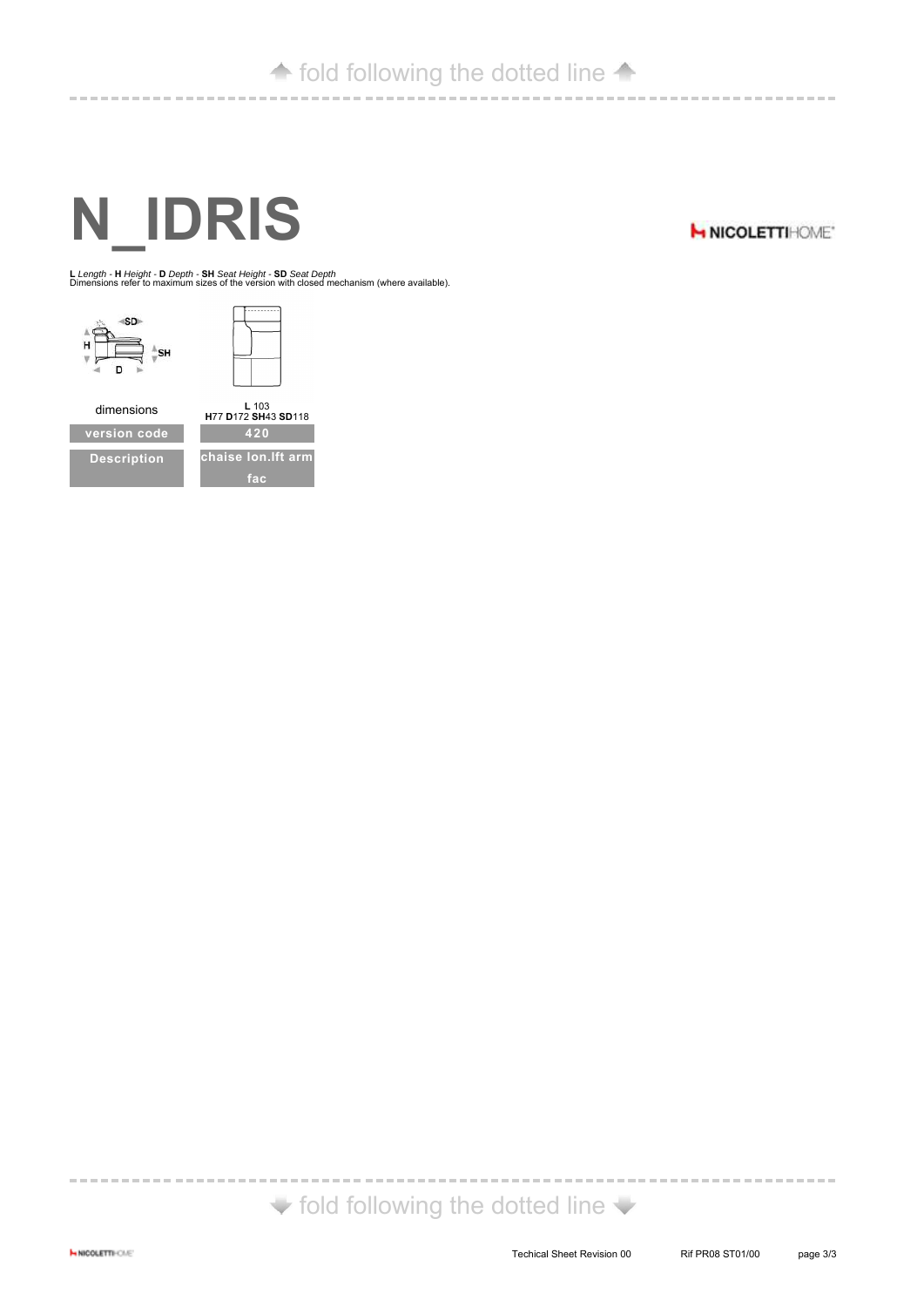# N_IDRIS

NICOLETTIHOME

**L** *Length* - **H** *Height* - **D** *Depth* - **SH** *Seat Height* - **SD** *Seat Depth*
Dimensions refer to maximum sizes of the version with closed mechanism (where available).

| | |
|---|---|
| dimensions | **L** 103 **H**77 **D**172 **SH**43 **SD**118 |
| version code | 420 |
| Description | chaise lon.lft arm fac |

Techical Sheet Revision 00 Rif PR08 ST01/00